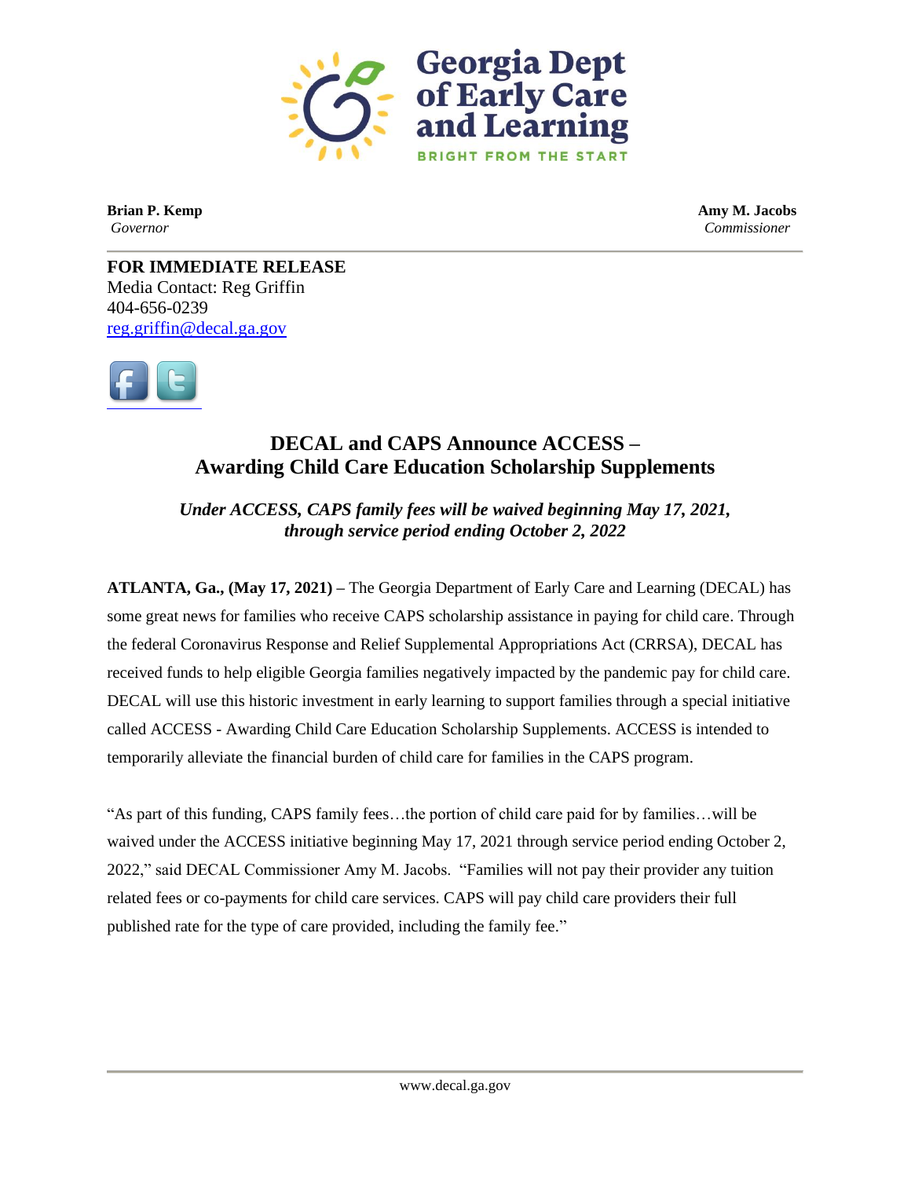Georgia Dept of Early Care and Learning

BRIGHT FROM THE START

**Brian P. Kemp**
*Governor*

**Amy M. Jacobs**
*Commissioner*

**FOR IMMEDIATE RELEASE**
Media Contact: Reg Griffin
404-656-0239
reg.griffin@decal.ga.gov

## DECAL and CAPS Announce ACCESS – Awarding Child Care Education Scholarship Supplements

***Under ACCESS, CAPS family fees will be waived beginning May 17, 2021, through service period ending October 2, 2022***

**ATLANTA, Ga., (May 17, 2021) –** The Georgia Department of Early Care and Learning (DECAL) has some great news for families who receive CAPS scholarship assistance in paying for child care. Through the federal Coronavirus Response and Relief Supplemental Appropriations Act (CRRSA), DECAL has received funds to help eligible Georgia families negatively impacted by the pandemic pay for child care. DECAL will use this historic investment in early learning to support families through a special initiative called ACCESS - Awarding Child Care Education Scholarship Supplements. ACCESS is intended to temporarily alleviate the financial burden of child care for families in the CAPS program.

"As part of this funding, CAPS family fees…the portion of child care paid for by families…will be waived under the ACCESS initiative beginning May 17, 2021 through service period ending October 2, 2022," said DECAL Commissioner Amy M. Jacobs. "Families will not pay their provider any tuition related fees or co-payments for child care services. CAPS will pay child care providers their full published rate for the type of care provided, including the family fee."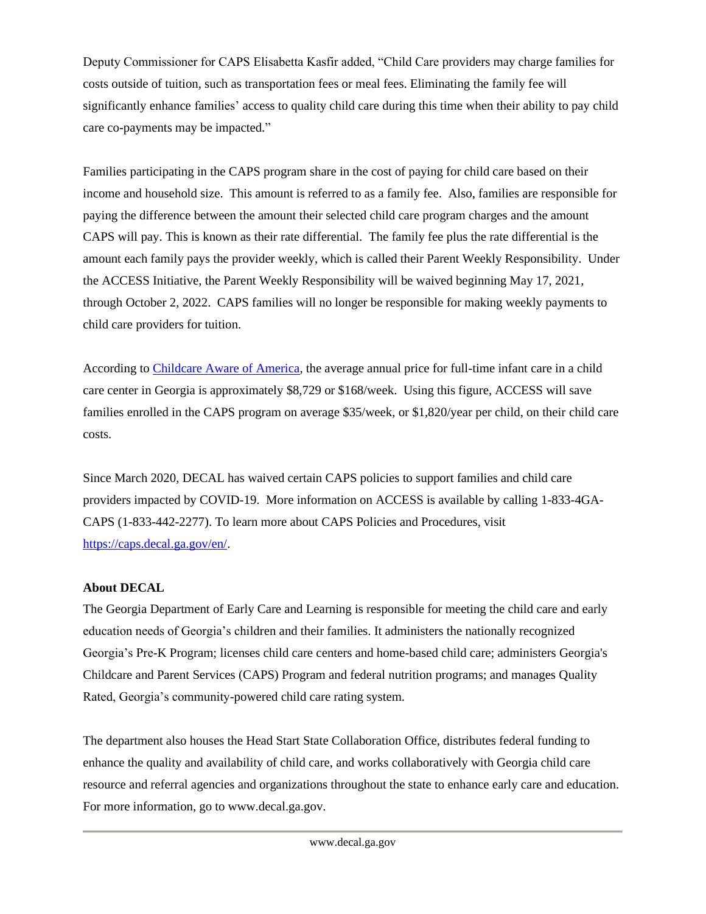Deputy Commissioner for CAPS Elisabetta Kasfir added, "Child Care providers may charge families for costs outside of tuition, such as transportation fees or meal fees. Eliminating the family fee will significantly enhance families' access to quality child care during this time when their ability to pay child care co-payments may be impacted."

Families participating in the CAPS program share in the cost of paying for child care based on their income and household size. This amount is referred to as a family fee. Also, families are responsible for paying the difference between the amount their selected child care program charges and the amount CAPS will pay. This is known as their rate differential. The family fee plus the rate differential is the amount each family pays the provider weekly, which is called their Parent Weekly Responsibility. Under the ACCESS Initiative, the Parent Weekly Responsibility will be waived beginning May 17, 2021, through October 2, 2022. CAPS families will no longer be responsible for making weekly payments to child care providers for tuition.

According to [Childcare Aware of America](), the average annual price for full-time infant care in a child care center in Georgia is approximately $8,729 or $168/week. Using this figure, ACCESS will save families enrolled in the CAPS program on average $35/week, or $1,820/year per child, on their child care costs.

Since March 2020, DECAL has waived certain CAPS policies to support families and child care providers impacted by COVID-19. More information on ACCESS is available by calling 1-833-4GA-CAPS (1-833-442-2277). To learn more about CAPS Policies and Procedures, visit [https://caps.decal.ga.gov/en/](https://caps.decal.ga.gov/en/).

**About DECAL**

The Georgia Department of Early Care and Learning is responsible for meeting the child care and early education needs of Georgia's children and their families. It administers the nationally recognized Georgia's Pre-K Program; licenses child care centers and home-based child care; administers Georgia's Childcare and Parent Services (CAPS) Program and federal nutrition programs; and manages Quality Rated, Georgia's community-powered child care rating system.

The department also houses the Head Start State Collaboration Office, distributes federal funding to enhance the quality and availability of child care, and works collaboratively with Georgia child care resource and referral agencies and organizations throughout the state to enhance early care and education. For more information, go to www.decal.ga.gov.